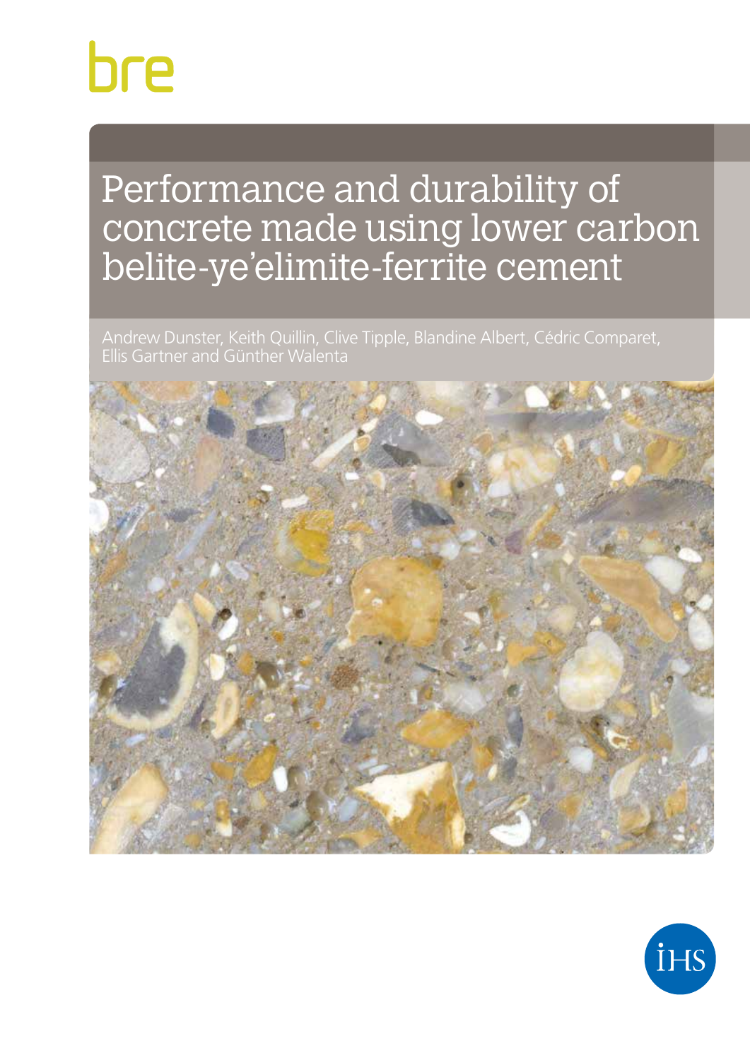bre

# Performance and durability of concrete made using lower carbon belite-ye'elimite-ferrite cement

Andrew Dunster, Keith Quillin, Clive Tipple, Blandine Albert, Cédric Comparet, Ellis Gartner and Günther Walenta

IHS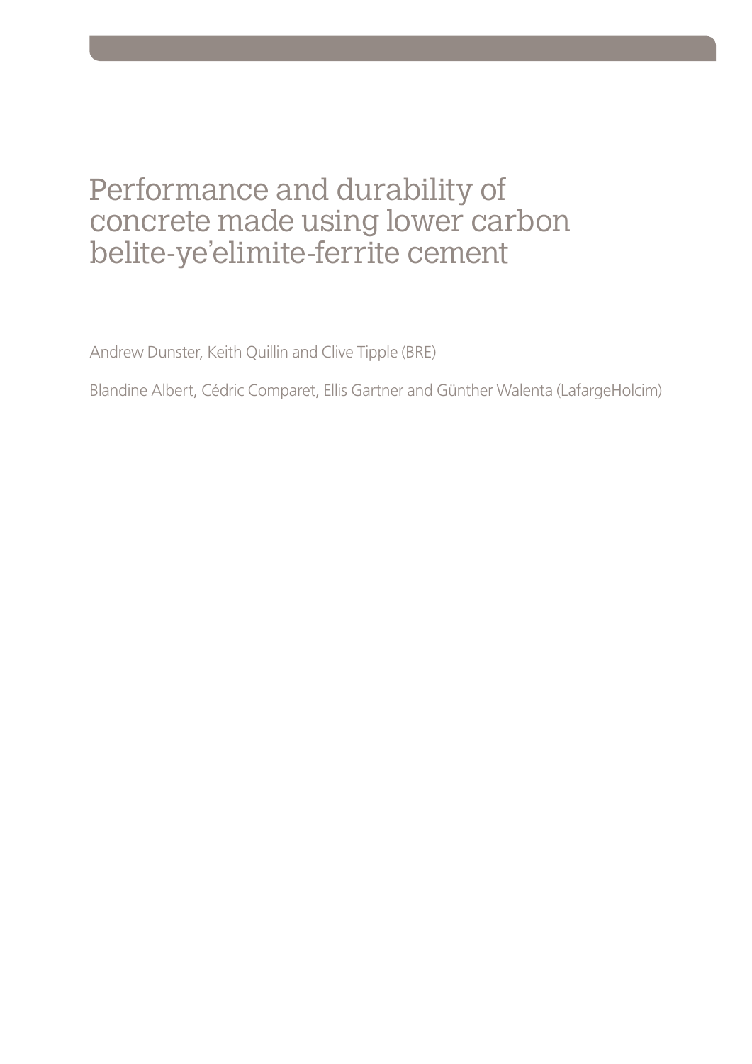# Performance and durability of concrete made using lower carbon belite-ye'elimite-ferrite cement

Andrew Dunster, Keith Quillin and Clive Tipple (BRE)

Blandine Albert, Cédric Comparet, Ellis Gartner and Günther Walenta (LafargeHolcim)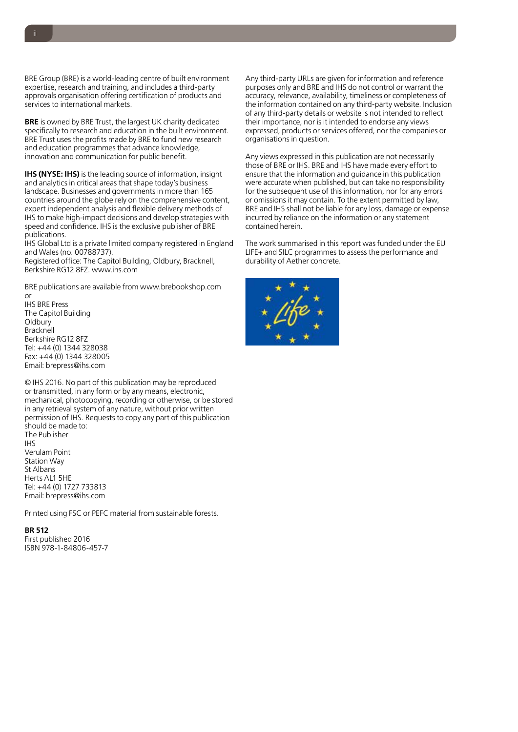BRE Group (BRE) is a world-leading centre of built environment expertise, research and training, and includes a third-party approvals organisation offering certification of products and services to international markets.

**BRE** is owned by BRE Trust, the largest UK charity dedicated specifically to research and education in the built environment. BRE Trust uses the profits made by BRE to fund new research and education programmes that advance knowledge, innovation and communication for public benefit.

**IHS (NYSE: IHS)** is the leading source of information, insight and analytics in critical areas that shape today's business landscape. Businesses and governments in more than 165 countries around the globe rely on the comprehensive content, expert independent analysis and flexible delivery methods of IHS to make high-impact decisions and develop strategies with speed and confidence. IHS is the exclusive publisher of BRE publications.
IHS Global Ltd is a private limited company registered in England and Wales (no. 00788737).
Registered office: The Capitol Building, Oldbury, Bracknell, Berkshire RG12 8FZ. www.ihs.com

BRE publications are available from www.brebookshop.com
or
IHS BRE Press
The Capitol Building
Oldbury
Bracknell
Berkshire RG12 8FZ
Tel: +44 (0) 1344 328038
Fax: +44 (0) 1344 328005
Email: brepress@ihs.com

© IHS 2016. No part of this publication may be reproduced or transmitted, in any form or by any means, electronic, mechanical, photocopying, recording or otherwise, or be stored in any retrieval system of any nature, without prior written permission of IHS. Requests to copy any part of this publication should be made to:
The Publisher
IHS
Verulam Point
Station Way
St Albans
Herts AL1 5HE
Tel: +44 (0) 1727 733813
Email: brepress@ihs.com

Printed using FSC or PEFC material from sustainable forests.

**BR 512**
First published 2016
ISBN 978-1-84806-457-7

Any third-party URLs are given for information and reference purposes only and BRE and IHS do not control or warrant the accuracy, relevance, availability, timeliness or completeness of the information contained on any third-party website. Inclusion of any third-party details or website is not intended to reflect their importance, nor is it intended to endorse any views expressed, products or services offered, nor the companies or organisations in question.

Any views expressed in this publication are not necessarily those of BRE or IHS. BRE and IHS have made every effort to ensure that the information and guidance in this publication were accurate when published, but can take no responsibility for the subsequent use of this information, nor for any errors or omissions it may contain. To the extent permitted by law, BRE and IHS shall not be liable for any loss, damage or expense incurred by reliance on the information or any statement contained herein.

The work summarised in this report was funded under the EU LIFE+ and SILC programmes to assess the performance and durability of Aether concrete.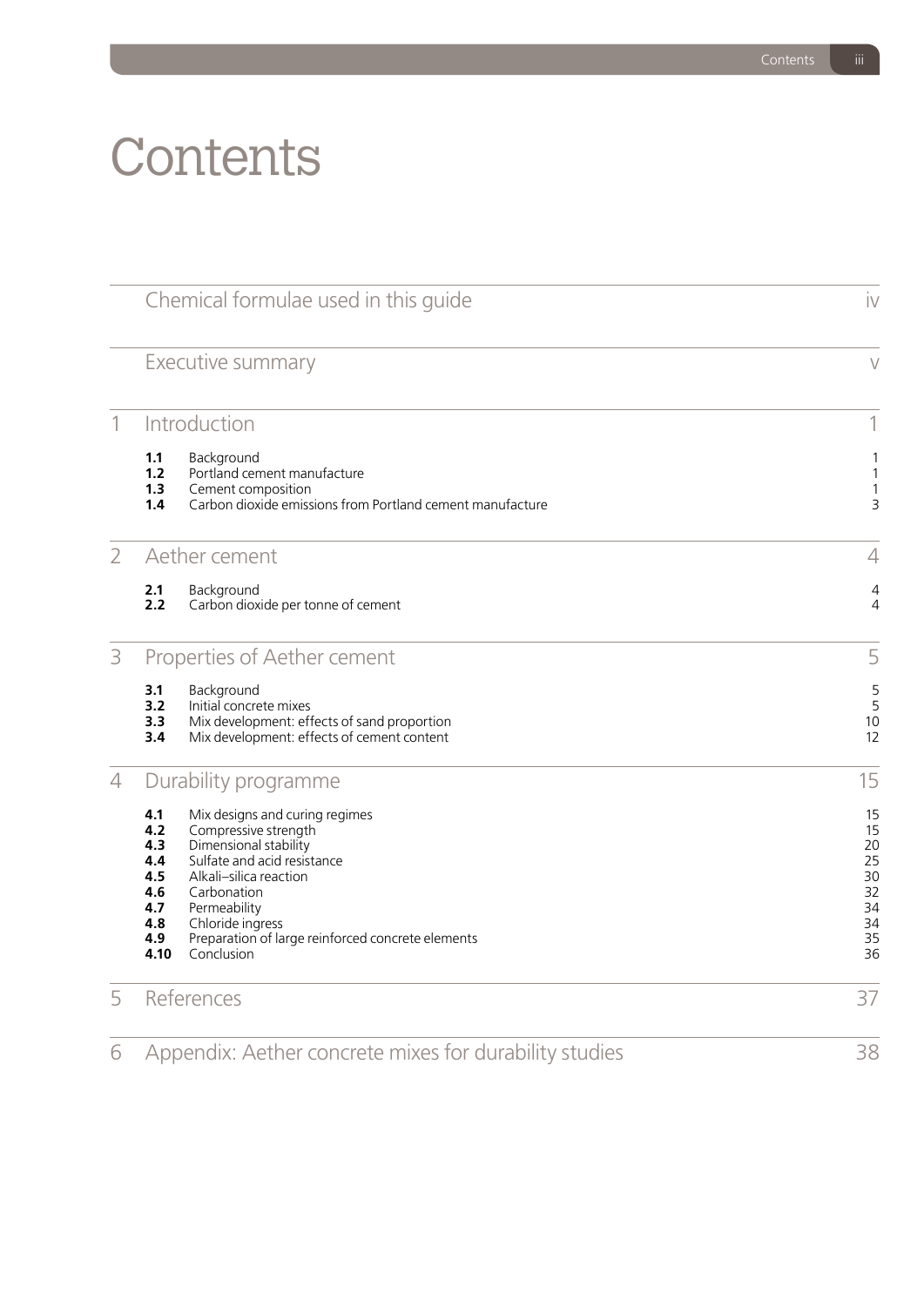# Contents

| | | |
|---|---|---|
| | Chemical formulae used in this guide | iv |
| | Executive summary | v |
| **1** | **Introduction** | **1** |
| 1.1 | Background | 1 |
| 1.2 | Portland cement manufacture | 1 |
| 1.3 | Cement composition | 1 |
| 1.4 | Carbon dioxide emissions from Portland cement manufacture | 3 |
| **2** | **Aether cement** | **4** |
| 2.1 | Background | 4 |
| 2.2 | Carbon dioxide per tonne of cement | 4 |
| **3** | **Properties of Aether cement** | **5** |
| 3.1 | Background | 5 |
| 3.2 | Initial concrete mixes | 5 |
| 3.3 | Mix development: effects of sand proportion | 10 |
| 3.4 | Mix development: effects of cement content | 12 |
| **4** | **Durability programme** | **15** |
| 4.1 | Mix designs and curing regimes | 15 |
| 4.2 | Compressive strength | 15 |
| 4.3 | Dimensional stability | 20 |
| 4.4 | Sulfate and acid resistance | 25 |
| 4.5 | Alkali–silica reaction | 30 |
| 4.6 | Carbonation | 32 |
| 4.7 | Permeability | 34 |
| 4.8 | Chloride ingress | 34 |
| 4.9 | Preparation of large reinforced concrete elements | 35 |
| 4.10 | Conclusion | 36 |
| **5** | **References** | **37** |
| **6** | **Appendix: Aether concrete mixes for durability studies** | **38** |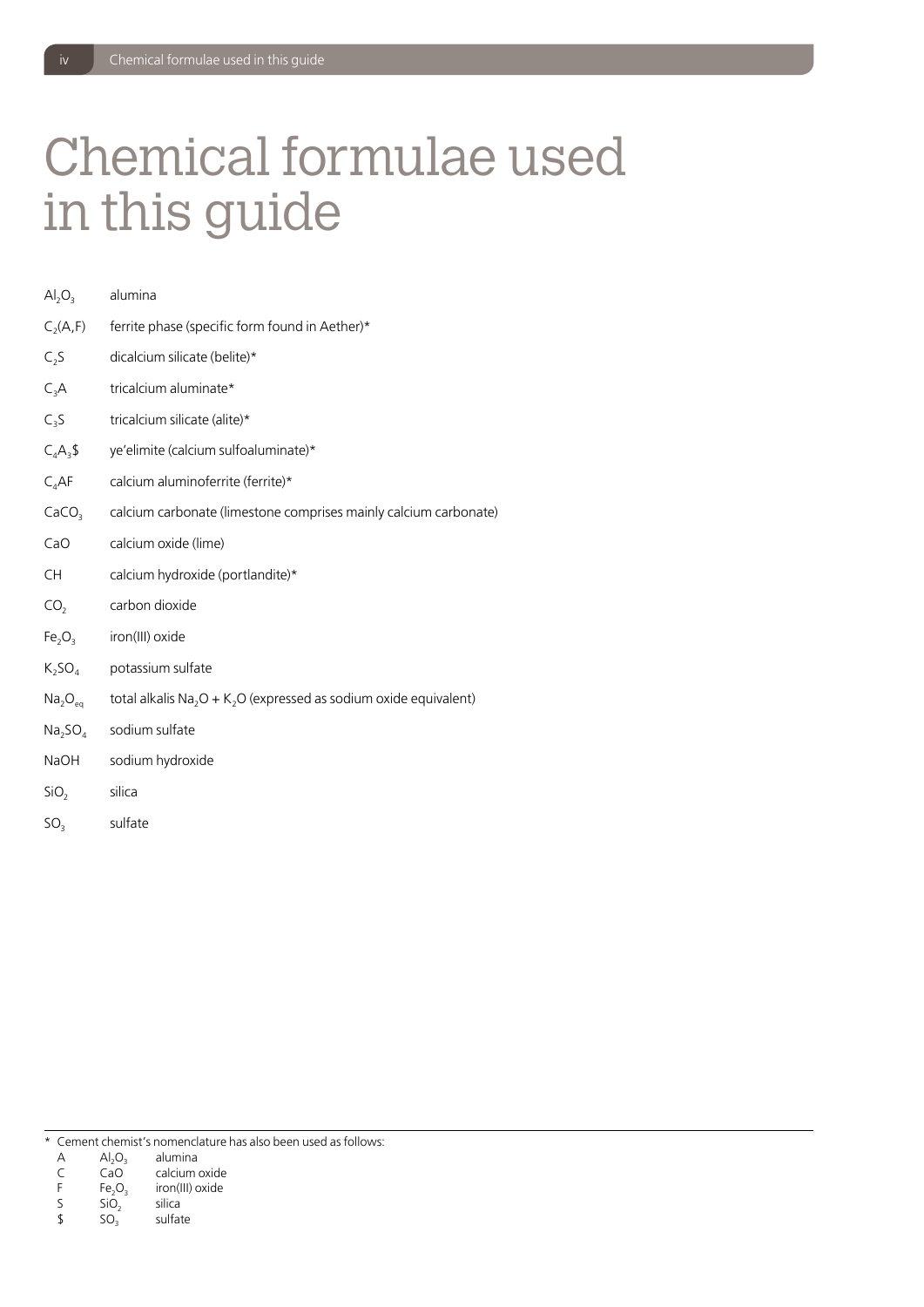# Chemical formulae used in this guide

| | |
|---|---|
| $Al_2O_3$ | alumina |
| $C_2(A,F)$ | ferrite phase (specific form found in Aether)* |
| $C_2S$ | dicalcium silicate (belite)* |
| $C_3A$ | tricalcium aluminate* |
| $C_3S$ | tricalcium silicate (alite)* |
| $C_4A_3\$$ | ye'elimite (calcium sulfoaluminate)* |
| $C_4AF$ | calcium aluminoferrite (ferrite)* |
| $CaCO_3$ | calcium carbonate (limestone comprises mainly calcium carbonate) |
| $CaO$ | calcium oxide (lime) |
| CH | calcium hydroxide (portlandite)* |
| $CO_2$ | carbon dioxide |
| $Fe_2O_3$ | iron(III) oxide |
| $K_2SO_4$ | potassium sulfate |
| $Na_2O_{eq}$ | total alkalis $Na_2O + K_2O$ (expressed as sodium oxide equivalent) |
| $Na_2SO_4$ | sodium sulfate |
| NaOH | sodium hydroxide |
| $SiO_2$ | silica |
| $SO_3$ | sulfate |

* Cement chemist's nomenclature has also been used as follows:

| | | |
|---|---|---|
| A | $Al_2O_3$ | alumina |
| C | $CaO$ | calcium oxide |
| F | $Fe_2O_3$ | iron(III) oxide |
| S | $SiO_2$ | silica |
| $ | $SO_3$ | sulfate |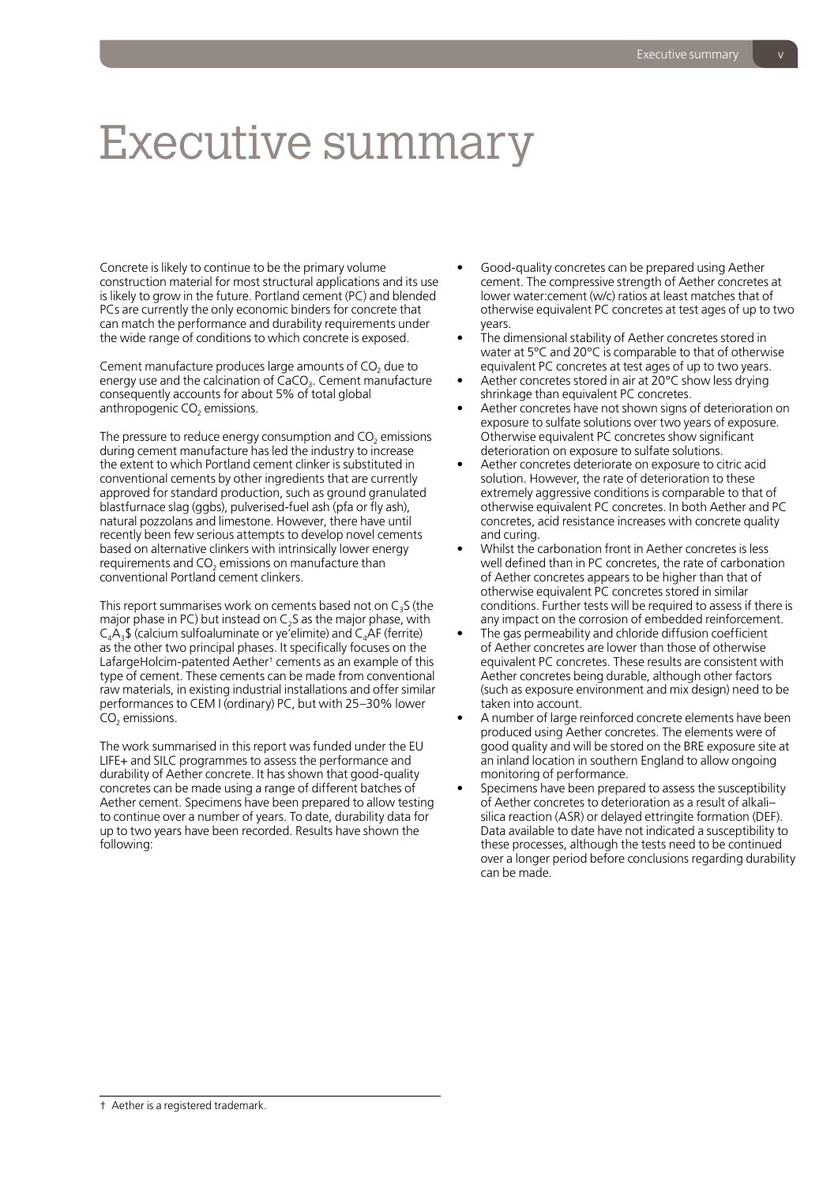# Executive summary

Concrete is likely to continue to be the primary volume construction material for most structural applications and its use is likely to grow in the future. Portland cement (PC) and blended PCs are currently the only economic binders for concrete that can match the performance and durability requirements under the wide range of conditions to which concrete is exposed.

Cement manufacture produces large amounts of $CO_2$ due to energy use and the calcination of $CaCO_3$. Cement manufacture consequently accounts for about 5% of total global anthropogenic $CO_2$ emissions.

The pressure to reduce energy consumption and $CO_2$ emissions during cement manufacture has led the industry to increase the extent to which Portland cement clinker is substituted in conventional cements by other ingredients that are currently approved for standard production, such as ground granulated blastfurnace slag (ggbs), pulverised-fuel ash (pfa or fly ash), natural pozzolans and limestone. However, there have until recently been few serious attempts to develop novel cements based on alternative clinkers with intrinsically lower energy requirements and $CO_2$ emissions on manufacture than conventional Portland cement clinkers.

This report summarises work on cements based not on $C_3S$ (the major phase in PC) but instead on $C_2S$ as the major phase, with $C_4A_3\$$ (calcium sulfoaluminate or ye'elimite) and $C_4AF$ (ferrite) as the other two principal phases. It specifically focuses on the LafargeHolcim-patented Aether[†] cements as an example of this type of cement. These cements can be made from conventional raw materials, in existing industrial installations and offer similar performances to CEM I (ordinary) PC, but with 25–30% lower $CO_2$ emissions.

The work summarised in this report was funded under the EU LIFE+ and SILC programmes to assess the performance and durability of Aether concrete. It has shown that good-quality concretes can be made using a range of different batches of Aether cement. Specimens have been prepared to allow testing to continue over a number of years. To date, durability data for up to two years have been recorded. Results have shown the following:

- Good-quality concretes can be prepared using Aether cement. The compressive strength of Aether concretes at lower water:cement (w/c) ratios at least matches that of otherwise equivalent PC concretes at test ages of up to two years.
- The dimensional stability of Aether concretes stored in water at 5°C and 20°C is comparable to that of otherwise equivalent PC concretes at test ages of up to two years.
- Aether concretes stored in air at 20°C show less drying shrinkage than equivalent PC concretes.
- Aether concretes have not shown signs of deterioration on exposure to sulfate solutions over two years of exposure. Otherwise equivalent PC concretes show significant deterioration on exposure to sulfate solutions.
- Aether concretes deteriorate on exposure to citric acid solution. However, the rate of deterioration to these extremely aggressive conditions is comparable to that of otherwise equivalent PC concretes. In both Aether and PC concretes, acid resistance increases with concrete quality and curing.
- Whilst the carbonation front in Aether concretes is less well defined than in PC concretes, the rate of carbonation of Aether concretes appears to be higher than that of otherwise equivalent PC concretes stored in similar conditions. Further tests will be required to assess if there is any impact on the corrosion of embedded reinforcement.
- The gas permeability and chloride diffusion coefficient of Aether concretes are lower than those of otherwise equivalent PC concretes. These results are consistent with Aether concretes being durable, although other factors (such as exposure environment and mix design) need to be taken into account.
- A number of large reinforced concrete elements have been produced using Aether concretes. The elements were of good quality and will be stored on the BRE exposure site at an inland location in southern England to allow ongoing monitoring of performance.
- Specimens have been prepared to assess the susceptibility of Aether concretes to deterioration as a result of alkali–silica reaction (ASR) or delayed ettringite formation (DEF). Data available to date have not indicated a susceptibility to these processes, although the tests need to be continued over a longer period before conclusions regarding durability can be made.

† Aether is a registered trademark.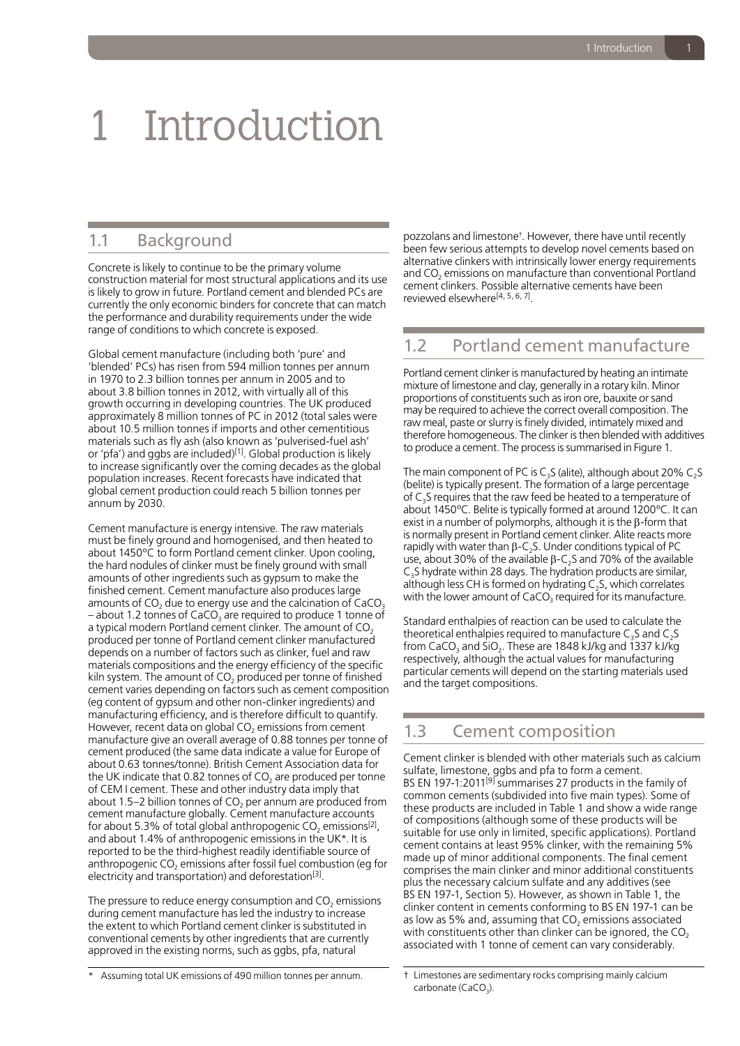# 1 Introduction

## 1.1 Background

Concrete is likely to continue to be the primary volume construction material for most structural applications and its use is likely to grow in future. Portland cement and blended PCs are currently the only economic binders for concrete that can match the performance and durability requirements under the wide range of conditions to which concrete is exposed.

Global cement manufacture (including both 'pure' and 'blended' PCs) has risen from 594 million tonnes per annum in 1970 to 2.3 billion tonnes per annum in 2005 and to about 3.8 billion tonnes in 2012, with virtually all of this growth occurring in developing countries. The UK produced approximately 8 million tonnes of PC in 2012 (total sales were about 10.5 million tonnes if imports and other cementitious materials such as fly ash (also known as 'pulverised-fuel ash' or 'pfa') and ggbs are included)[1]. Global production is likely to increase significantly over the coming decades as the global population increases. Recent forecasts have indicated that global cement production could reach 5 billion tonnes per annum by 2030.

Cement manufacture is energy intensive. The raw materials must be finely ground and homogenised, and then heated to about 1450°C to form Portland cement clinker. Upon cooling, the hard nodules of clinker must be finely ground with small amounts of other ingredients such as gypsum to make the finished cement. Cement manufacture also produces large amounts of $CO_2$ due to energy use and the calcination of $CaCO_3$ – about 1.2 tonnes of $CaCO_3$ are required to produce 1 tonne of a typical modern Portland cement clinker. The amount of $CO_2$ produced per tonne of Portland cement clinker manufactured depends on a number of factors such as clinker, fuel and raw materials compositions and the energy efficiency of the specific kiln system. The amount of $CO_2$ produced per tonne of finished cement varies depending on factors such as cement composition (eg content of gypsum and other non-clinker ingredients) and manufacturing efficiency, and is therefore difficult to quantify. However, recent data on global $CO_2$ emissions from cement manufacture give an overall average of 0.88 tonnes per tonne of cement produced (the same data indicate a value for Europe of about 0.63 tonnes/tonne). British Cement Association data for the UK indicate that 0.82 tonnes of $CO_2$ are produced per tonne of CEM I cement. These and other industry data imply that about 1.5–2 billion tonnes of $CO_2$ per annum are produced from cement manufacture globally. Cement manufacture accounts for about 5.3% of total global anthropogenic $CO_2$ emissions[2], and about 1.4% of anthropogenic emissions in the UK*. It is reported to be the third-highest readily identifiable source of anthropogenic $CO_2$ emissions after fossil fuel combustion (eg for electricity and transportation) and deforestation[3].

The pressure to reduce energy consumption and $CO_2$ emissions during cement manufacture has led the industry to increase the extent to which Portland cement clinker is substituted in conventional cements by other ingredients that are currently approved in the existing norms, such as ggbs, pfa, natural pozzolans and limestone†. However, there have until recently been few serious attempts to develop novel cements based on alternative clinkers with intrinsically lower energy requirements and $CO_2$ emissions on manufacture than conventional Portland cement clinkers. Possible alternative cements have been reviewed elsewhere[4, 5, 6, 7].

## 1.2 Portland cement manufacture

Portland cement clinker is manufactured by heating an intimate mixture of limestone and clay, generally in a rotary kiln. Minor proportions of constituents such as iron ore, bauxite or sand may be required to achieve the correct overall composition. The raw meal, paste or slurry is finely divided, intimately mixed and therefore homogeneous. The clinker is then blended with additives to produce a cement. The process is summarised in Figure 1.

The main component of PC is $C_3S$ (alite), although about 20% $C_2S$ (belite) is typically present. The formation of a large percentage of $C_3S$ requires that the raw feed be heated to a temperature of about 1450°C. Belite is typically formed at around 1200°C. It can exist in a number of polymorphs, although it is the β-form that is normally present in Portland cement clinker. Alite reacts more rapidly with water than β-$C_2S$. Under conditions typical of PC use, about 30% of the available β-$C_2S$ and 70% of the available $C_3S$ hydrate within 28 days. The hydration products are similar, although less CH is formed on hydrating $C_2S$, which correlates with the lower amount of $CaCO_3$ required for its manufacture.

Standard enthalpies of reaction can be used to calculate the theoretical enthalpies required to manufacture $C_3S$ and $C_2S$ from $CaCO_3$ and $SiO_2$. These are 1848 kJ/kg and 1337 kJ/kg respectively, although the actual values for manufacturing particular cements will depend on the starting materials used and the target compositions.

## 1.3 Cement composition

Cement clinker is blended with other materials such as calcium sulfate, limestone, ggbs and pfa to form a cement. BS EN 197-1:2011[9] summarises 27 products in the family of common cements (subdivided into five main types). Some of these products are included in Table 1 and show a wide range of compositions (although some of these products will be suitable for use only in limited, specific applications). Portland cement contains at least 95% clinker, with the remaining 5% made up of minor additional components. The final cement comprises the main clinker and minor additional constituents plus the necessary calcium sulfate and any additives (see BS EN 197-1, Section 5). However, as shown in Table 1, the clinker content in cements conforming to BS EN 197-1 can be as low as 5% and, assuming that $CO_2$ emissions associated with constituents other than clinker can be ignored, the $CO_2$ associated with 1 tonne of cement can vary considerably.

\* Assuming total UK emissions of 490 million tonnes per annum.

† Limestones are sedimentary rocks comprising mainly calcium carbonate ($CaCO_3$).